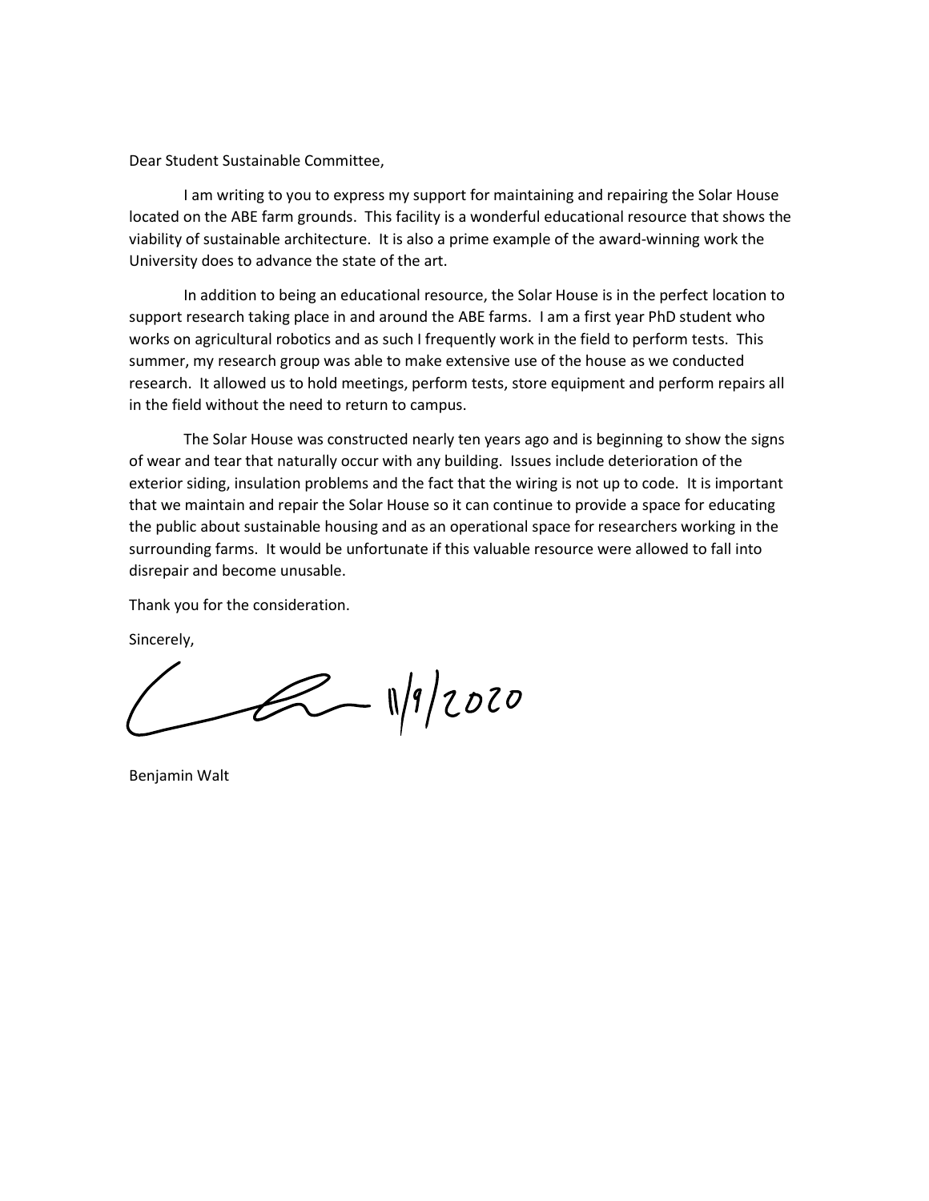Dear Student Sustainable Committee,

I am writing to you to express my support for maintaining and repairing the Solar House located on the ABE farm grounds. This facility is a wonderful educational resource that shows the viability of sustainable architecture. It is also a prime example of the award-winning work the University does to advance the state of the art.

In addition to being an educational resource, the Solar House is in the perfect location to support research taking place in and around the ABE farms. I am a first year PhD student who works on agricultural robotics and as such I frequently work in the field to perform tests. This summer, my research group was able to make extensive use of the house as we conducted research. It allowed us to hold meetings, perform tests, store equipment and perform repairs all in the field without the need to return to campus.

The Solar House was constructed nearly ten years ago and is beginning to show the signs of wear and tear that naturally occur with any building. Issues include deterioration of the exterior siding, insulation problems and the fact that the wiring is not up to code. It is important that we maintain and repair the Solar House so it can continue to provide a space for educating the public about sustainable housing and as an operational space for researchers working in the surrounding farms. It would be unfortunate if this valuable resource were allowed to fall into disrepair and become unusable.

Thank you for the consideration.

Sincerely,

11/9/2020

Benjamin Walt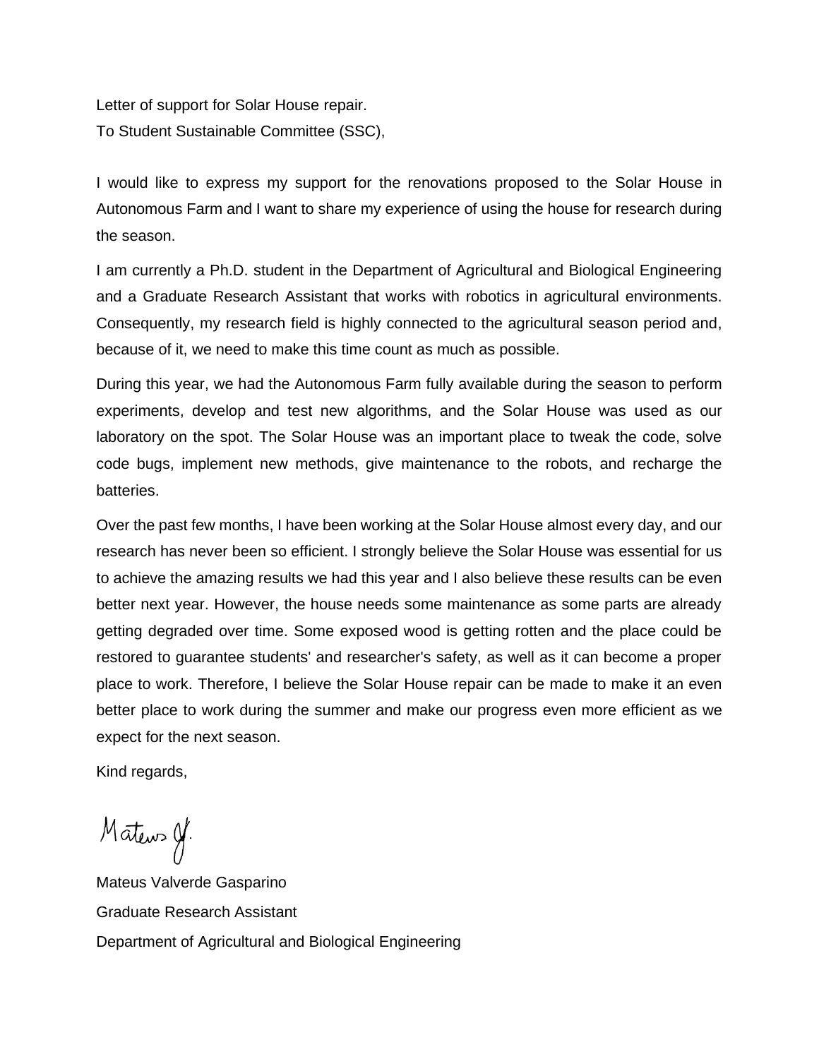Letter of support for Solar House repair.
To Student Sustainable Committee (SSC),

I would like to express my support for the renovations proposed to the Solar House in Autonomous Farm and I want to share my experience of using the house for research during the season.

I am currently a Ph.D. student in the Department of Agricultural and Biological Engineering and a Graduate Research Assistant that works with robotics in agricultural environments. Consequently, my research field is highly connected to the agricultural season period and, because of it, we need to make this time count as much as possible.

During this year, we had the Autonomous Farm fully available during the season to perform experiments, develop and test new algorithms, and the Solar House was used as our laboratory on the spot. The Solar House was an important place to tweak the code, solve code bugs, implement new methods, give maintenance to the robots, and recharge the batteries.

Over the past few months, I have been working at the Solar House almost every day, and our research has never been so efficient. I strongly believe the Solar House was essential for us to achieve the amazing results we had this year and I also believe these results can be even better next year. However, the house needs some maintenance as some parts are already getting degraded over time. Some exposed wood is getting rotten and the place could be restored to guarantee students' and researcher's safety, as well as it can become a proper place to work. Therefore, I believe the Solar House repair can be made to make it an even better place to work during the summer and make our progress even more efficient as we expect for the next season.

Kind regards,

Mateus G.

Mateus Valverde Gasparino
Graduate Research Assistant
Department of Agricultural and Biological Engineering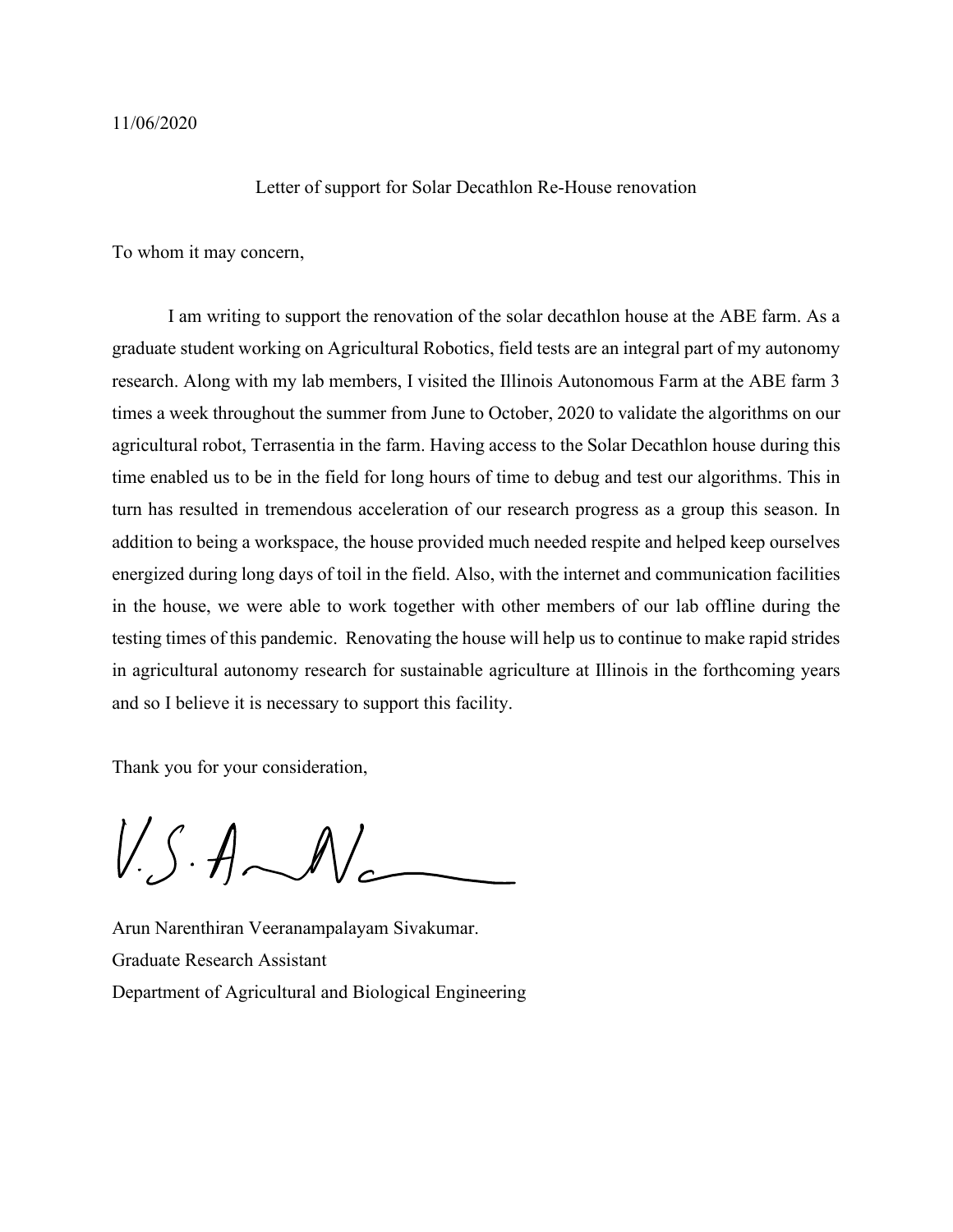11/06/2020

Letter of support for Solar Decathlon Re-House renovation

To whom it may concern,

I am writing to support the renovation of the solar decathlon house at the ABE farm. As a graduate student working on Agricultural Robotics, field tests are an integral part of my autonomy research. Along with my lab members, I visited the Illinois Autonomous Farm at the ABE farm 3 times a week throughout the summer from June to October, 2020 to validate the algorithms on our agricultural robot, Terrasentia in the farm. Having access to the Solar Decathlon house during this time enabled us to be in the field for long hours of time to debug and test our algorithms. This in turn has resulted in tremendous acceleration of our research progress as a group this season. In addition to being a workspace, the house provided much needed respite and helped keep ourselves energized during long days of toil in the field. Also, with the internet and communication facilities in the house, we were able to work together with other members of our lab offline during the testing times of this pandemic. Renovating the house will help us to continue to make rapid strides in agricultural autonomy research for sustainable agriculture at Illinois in the forthcoming years and so I believe it is necessary to support this facility.

Thank you for your consideration,

V.S.A N

Arun Narenthiran Veeranampalayam Sivakumar.
Graduate Research Assistant
Department of Agricultural and Biological Engineering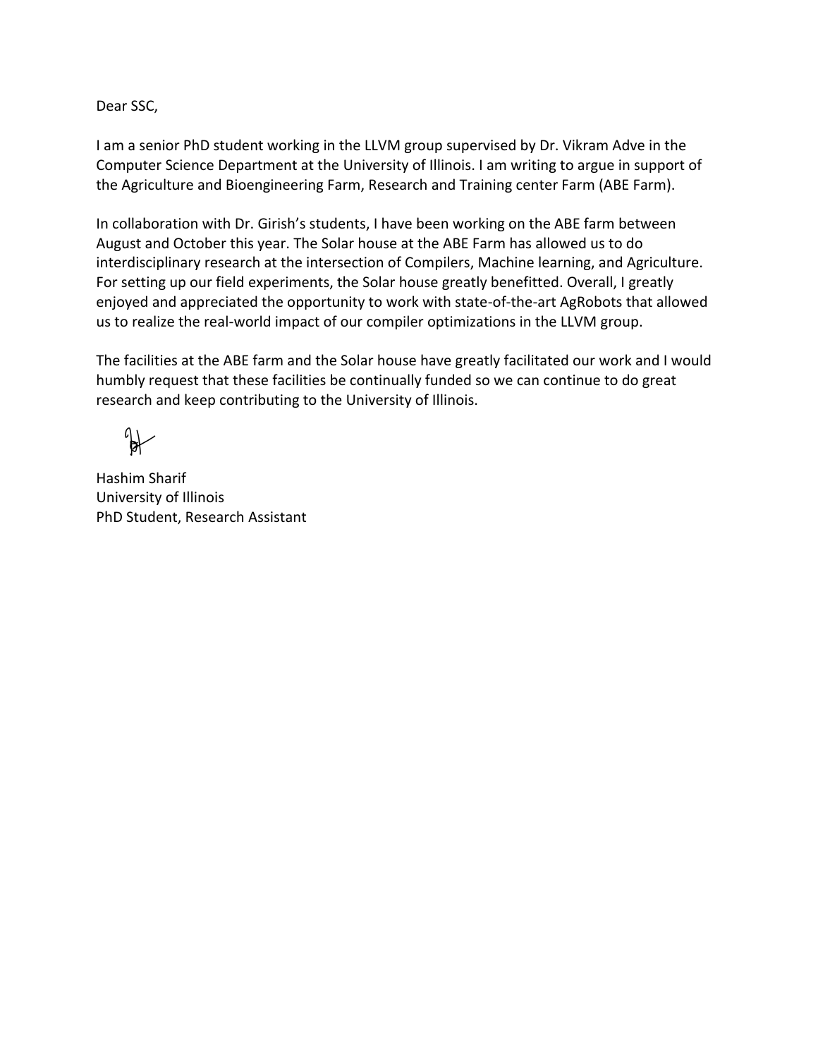Dear SSC,

I am a senior PhD student working in the LLVM group supervised by Dr. Vikram Adve in the Computer Science Department at the University of Illinois. I am writing to argue in support of the Agriculture and Bioengineering Farm, Research and Training center Farm (ABE Farm).

In collaboration with Dr. Girish's students, I have been working on the ABE farm between August and October this year. The Solar house at the ABE Farm has allowed us to do interdisciplinary research at the intersection of Compilers, Machine learning, and Agriculture. For setting up our field experiments, the Solar house greatly benefitted. Overall, I greatly enjoyed and appreciated the opportunity to work with state-of-the-art AgRobots that allowed us to realize the real-world impact of our compiler optimizations in the LLVM group.

The facilities at the ABE farm and the Solar house have greatly facilitated our work and I would humbly request that these facilities be continually funded so we can continue to do great research and keep contributing to the University of Illinois.

Hashim Sharif
University of Illinois
PhD Student, Research Assistant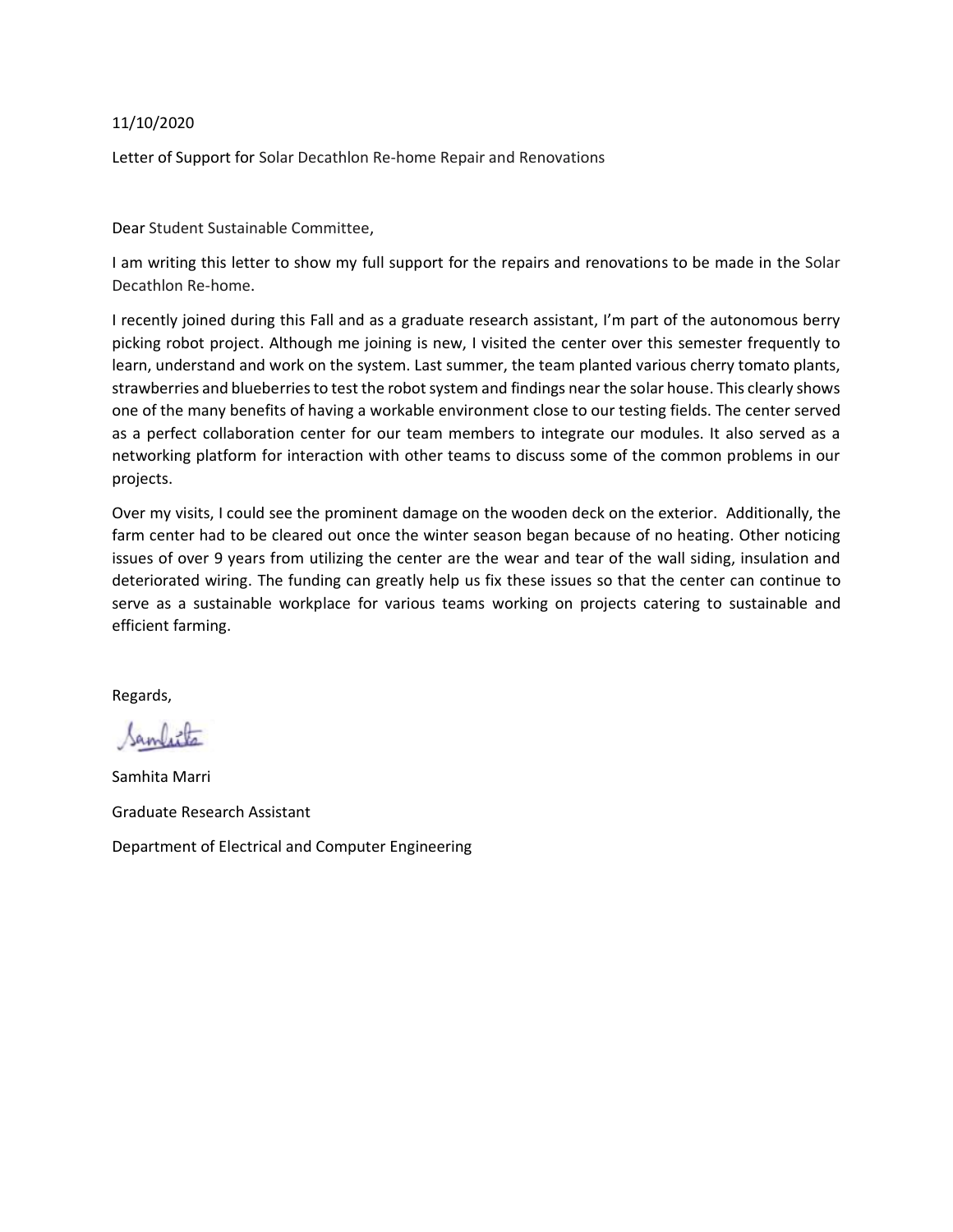11/10/2020

Letter of Support for Solar Decathlon Re-home Repair and Renovations

Dear Student Sustainable Committee,

I am writing this letter to show my full support for the repairs and renovations to be made in the Solar Decathlon Re-home.

I recently joined during this Fall and as a graduate research assistant, I'm part of the autonomous berry picking robot project. Although me joining is new, I visited the center over this semester frequently to learn, understand and work on the system. Last summer, the team planted various cherry tomato plants, strawberries and blueberries to test the robot system and findings near the solar house. This clearly shows one of the many benefits of having a workable environment close to our testing fields. The center served as a perfect collaboration center for our team members to integrate our modules. It also served as a networking platform for interaction with other teams to discuss some of the common problems in our projects.

Over my visits, I could see the prominent damage on the wooden deck on the exterior. Additionally, the farm center had to be cleared out once the winter season began because of no heating. Other noticing issues of over 9 years from utilizing the center are the wear and tear of the wall siding, insulation and deteriorated wiring. The funding can greatly help us fix these issues so that the center can continue to serve as a sustainable workplace for various teams working on projects catering to sustainable and efficient farming.

Regards,

Samhita

Samhita Marri

Graduate Research Assistant

Department of Electrical and Computer Engineering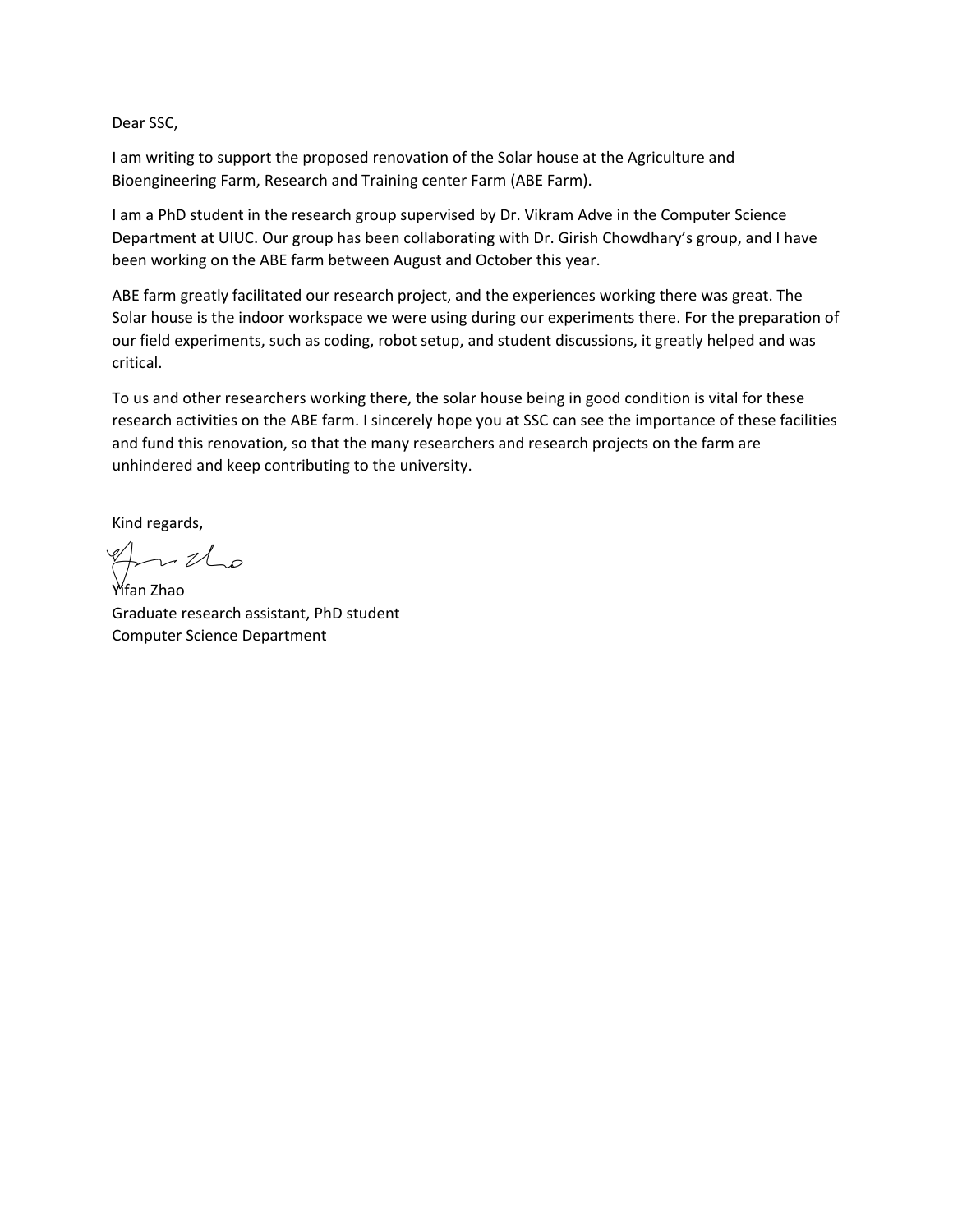Dear SSC,

I am writing to support the proposed renovation of the Solar house at the Agriculture and Bioengineering Farm, Research and Training center Farm (ABE Farm).

I am a PhD student in the research group supervised by Dr. Vikram Adve in the Computer Science Department at UIUC. Our group has been collaborating with Dr. Girish Chowdhary's group, and I have been working on the ABE farm between August and October this year.

ABE farm greatly facilitated our research project, and the experiences working there was great. The Solar house is the indoor workspace we were using during our experiments there. For the preparation of our field experiments, such as coding, robot setup, and student discussions, it greatly helped and was critical.

To us and other researchers working there, the solar house being in good condition is vital for these research activities on the ABE farm. I sincerely hope you at SSC can see the importance of these facilities and fund this renovation, so that the many researchers and research projects on the farm are unhindered and keep contributing to the university.

Kind regards,

Yifan Zhao
Graduate research assistant, PhD student
Computer Science Department